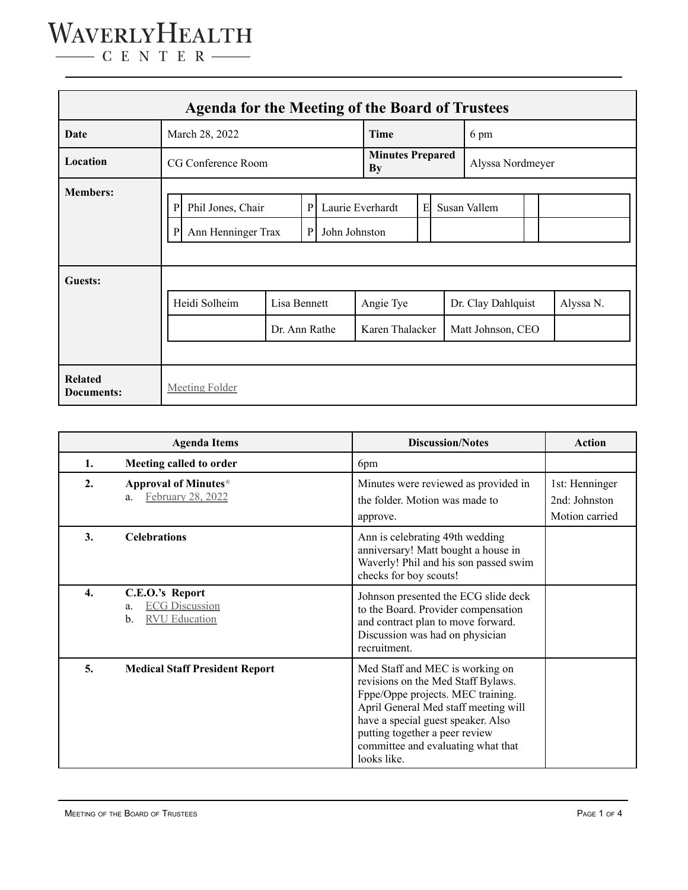# WaverlyHealth Center

## Agenda for the Meeting of the Board of Trustees

| | | | |
|---|---|---|---|
| **Date** | March 28, 2022 | **Time** | 6 pm |
| **Location** | CG Conference Room | **Minutes Prepared By** | Alyssa Nordmeyer |

**Members:**

| | | | | | |
|---|---|---|---|---|---|
| P | Phil Jones, Chair | P | Laurie Everhardt | E | Susan Vallem |
| P | Ann Henninger Trax | P | John Johnston | | |

**Guests:**

| | | | | |
|---|---|---|---|---|
| Heidi Solheim | Lisa Bennett | Angie Tye | Dr. Clay Dahlquist | Alyssa N. |
| | Dr. Ann Rathe | Karen Thalacker | Matt Johnson, CEO | |

**Related Documents:** Meeting Folder

| | Agenda Items | Discussion/Notes | Action |
|---|---|---|---|
| 1. | **Meeting called to order** | 6pm | |
| 2. | **Approval of Minutes***<br>a. February 28, 2022 | Minutes were reviewed as provided in the folder. Motion was made to approve. | 1st: Henninger<br>2nd: Johnston<br>Motion carried |
| 3. | **Celebrations** | Ann is celebrating 49th wedding anniversary! Matt bought a house in Waverly! Phil and his son passed swim checks for boy scouts! | |
| 4. | **C.E.O.'s Report**<br>a. ECG Discussion<br>b. RVU Education | Johnson presented the ECG slide deck to the Board. Provider compensation and contract plan to move forward. Discussion was had on physician recruitment. | |
| 5. | **Medical Staff President Report** | Med Staff and MEC is working on revisions on the Med Staff Bylaws. Fppe/Oppe projects. MEC training. April General Med staff meeting will have a special guest speaker. Also putting together a peer review committee and evaluating what that looks like. | |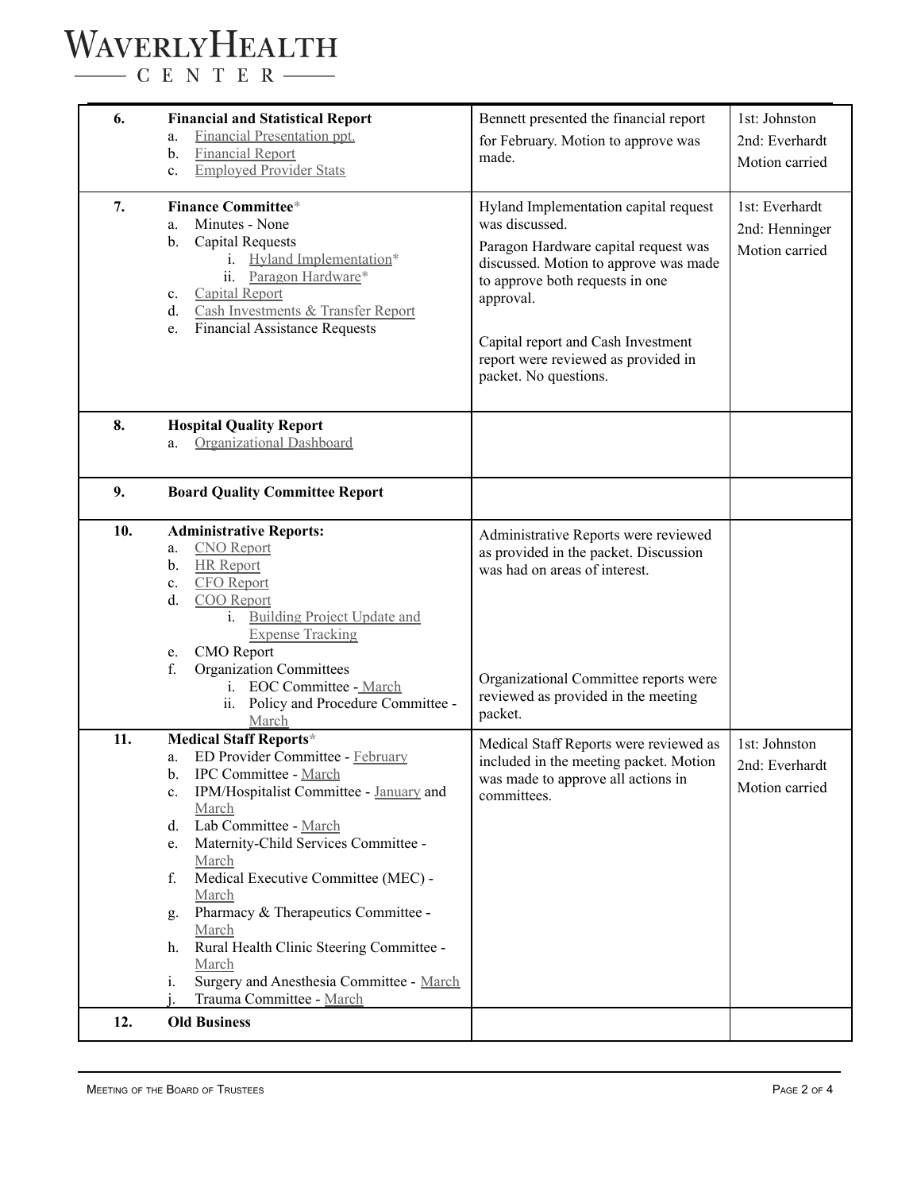| | | | |
|---|---|---|---|
| 6. | **Financial and Statistical Report**<br>a. Financial Presentation ppt.<br>b. Financial Report<br>c. Employed Provider Stats | Bennett presented the financial report for February. Motion to approve was made. | 1st: Johnston<br>2nd: Everhardt<br>Motion carried |
| 7. | **Finance Committee***<br>a. Minutes - None<br>b. Capital Requests<br>i. Hyland Implementation*<br>ii. Paragon Hardware*<br>c. Capital Report<br>d. Cash Investments & Transfer Report<br>e. Financial Assistance Requests | Hyland Implementation capital request was discussed.<br>Paragon Hardware capital request was discussed. Motion to approve was made to approve both requests in one approval.<br><br>Capital report and Cash Investment report were reviewed as provided in packet. No questions. | 1st: Everhardt<br>2nd: Henninger<br>Motion carried |
| 8. | **Hospital Quality Report**<br>a. Organizational Dashboard | | |
| 9. | **Board Quality Committee Report** | | |
| 10. | **Administrative Reports:**<br>a. CNO Report<br>b. HR Report<br>c. CFO Report<br>d. COO Report<br>i. Building Project Update and Expense Tracking<br>e. CMO Report<br>f. Organization Committees<br>i. EOC Committee - March<br>ii. Policy and Procedure Committee - March | Administrative Reports were reviewed as provided in the packet. Discussion was had on areas of interest.<br><br>Organizational Committee reports were reviewed as provided in the meeting packet. | |
| 11. | **Medical Staff Reports***<br>a. ED Provider Committee - February<br>b. IPC Committee - March<br>c. IPM/Hospitalist Committee - January and March<br>d. Lab Committee - March<br>e. Maternity-Child Services Committee - March<br>f. Medical Executive Committee (MEC) - March<br>g. Pharmacy & Therapeutics Committee - March<br>h. Rural Health Clinic Steering Committee - March<br>i. Surgery and Anesthesia Committee - March<br>j. Trauma Committee - March | Medical Staff Reports were reviewed as included in the meeting packet. Motion was made to approve all actions in committees. | 1st: Johnston<br>2nd: Everhardt<br>Motion carried |
| 12. | **Old Business** | | |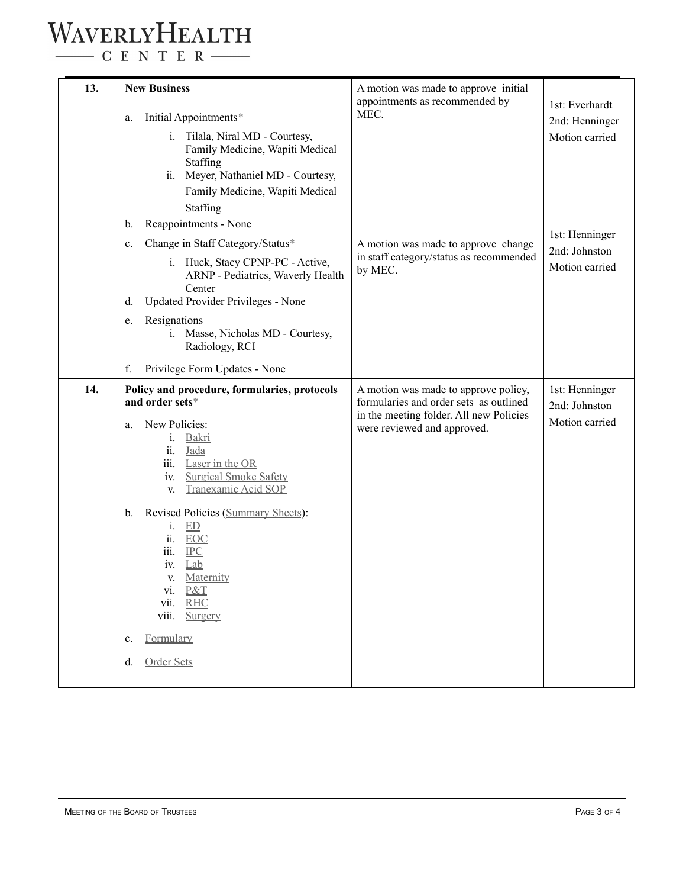| | | | |
|---|---|---|---|
| **13.** | **New Business**<br><br>a. Initial Appointments*<br>&nbsp;&nbsp;&nbsp;&nbsp;i. Tilala, Niral MD - Courtesy, Family Medicine, Wapiti Medical Staffing<br>&nbsp;&nbsp;&nbsp;&nbsp;ii. Meyer, Nathaniel MD - Courtesy, Family Medicine, Wapiti Medical Staffing<br>b. Reappointments - None<br>c. Change in Staff Category/Status*<br>&nbsp;&nbsp;&nbsp;&nbsp;i. Huck, Stacy CPNP-PC - Active, ARNP - Pediatrics, Waverly Health Center<br>d. Updated Provider Privileges - None<br>e. Resignations<br>&nbsp;&nbsp;&nbsp;&nbsp;i. Masse, Nicholas MD - Courtesy, Radiology, RCI<br>f. Privilege Form Updates - None | A motion was made to approve initial appointments as recommended by MEC.<br><br>A motion was made to approve change in staff category/status as recommended by MEC. | 1st: Everhardt<br>2nd: Henninger<br>Motion carried<br><br>1st: Henninger<br>2nd: Johnston<br>Motion carried |
| **14.** | **Policy and procedure, formularies, protocols and order sets***<br><br>a. New Policies:<br>&nbsp;&nbsp;&nbsp;&nbsp;i. Bakri<br>&nbsp;&nbsp;&nbsp;&nbsp;ii. Jada<br>&nbsp;&nbsp;&nbsp;&nbsp;iii. Laser in the OR<br>&nbsp;&nbsp;&nbsp;&nbsp;iv. Surgical Smoke Safety<br>&nbsp;&nbsp;&nbsp;&nbsp;v. Tranexamic Acid SOP<br>b. Revised Policies (Summary Sheets):<br>&nbsp;&nbsp;&nbsp;&nbsp;i. ED<br>&nbsp;&nbsp;&nbsp;&nbsp;ii. EOC<br>&nbsp;&nbsp;&nbsp;&nbsp;iii. IPC<br>&nbsp;&nbsp;&nbsp;&nbsp;iv. Lab<br>&nbsp;&nbsp;&nbsp;&nbsp;v. Maternity<br>&nbsp;&nbsp;&nbsp;&nbsp;vi. P&T<br>&nbsp;&nbsp;&nbsp;&nbsp;vii. RHC<br>&nbsp;&nbsp;&nbsp;&nbsp;viii. Surgery<br>c. Formulary<br>d. Order Sets | A motion was made to approve policy, formularies and order sets as outlined in the meeting folder. All new Policies were reviewed and approved. | 1st: Henninger<br>2nd: Johnston<br>Motion carried |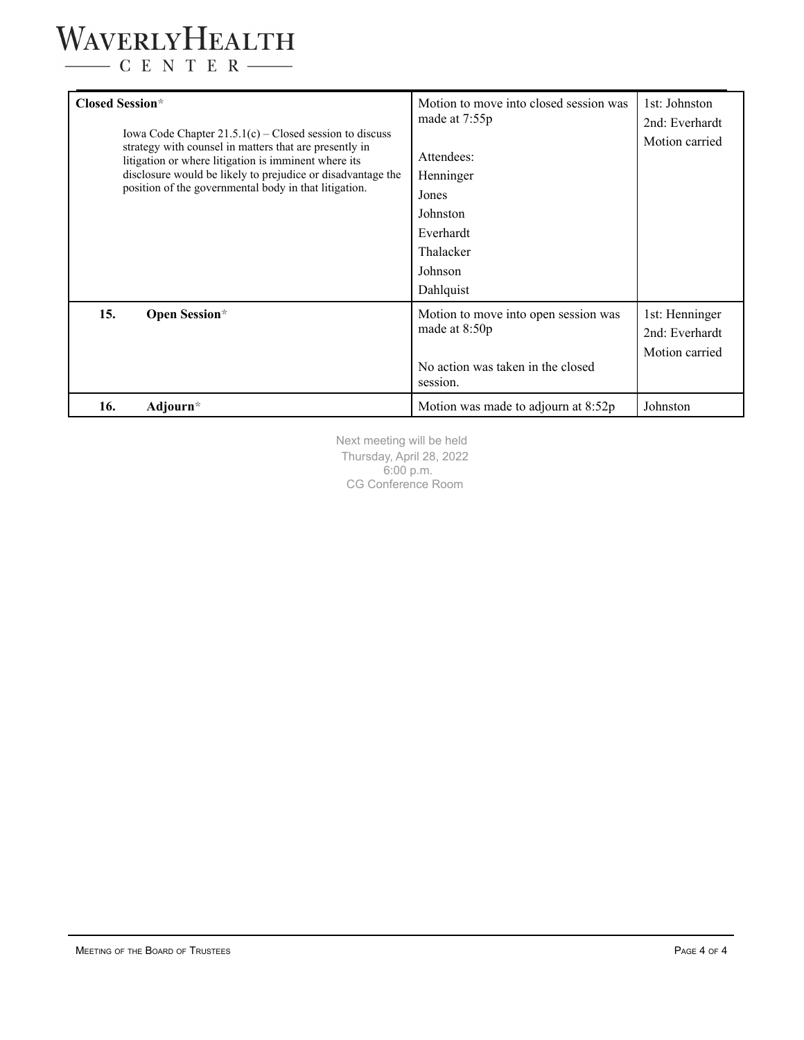| | | |
|---|---|---|
| **Closed Session*** <br><br> Iowa Code Chapter 21.5.1(c) – Closed session to discuss strategy with counsel in matters that are presently in litigation or where litigation is imminent where its disclosure would be likely to prejudice or disadvantage the position of the governmental body in that litigation. | Motion to move into closed session was made at 7:55p <br><br> Attendees: <br> Henninger <br> Jones <br> Johnston <br> Everhardt <br> Thalacker <br> Johnson <br> Dahlquist | 1st: Johnston <br> 2nd: Everhardt <br> Motion carried |
| **15. Open Session*** | Motion to move into open session was made at 8:50p <br><br> No action was taken in the closed session. | 1st: Henninger <br> 2nd: Everhardt <br> Motion carried |
| **16. Adjourn*** | Motion was made to adjourn at 8:52p | Johnston |

Next meeting will be held
Thursday, April 28, 2022
6:00 p.m.
CG Conference Room